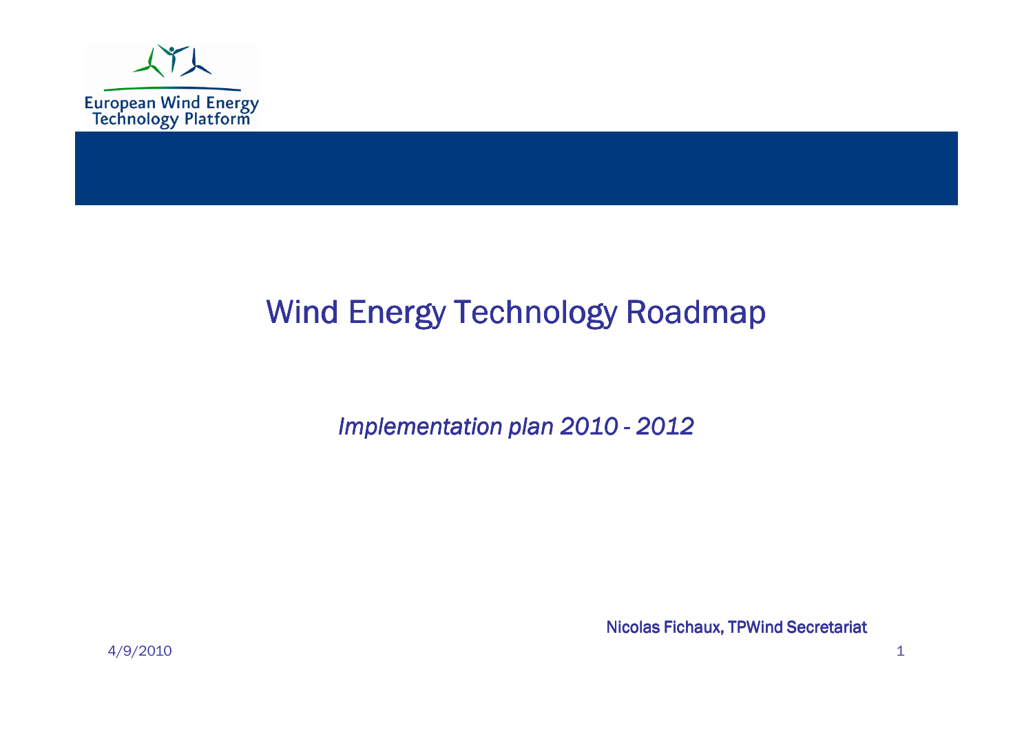European Wind Energy Technology Platform

# Wind Energy Technology Roadmap

*Implementation plan 2010 - 2012*

Nicolas Fichaux, TPWind Secretariat

4/9/2010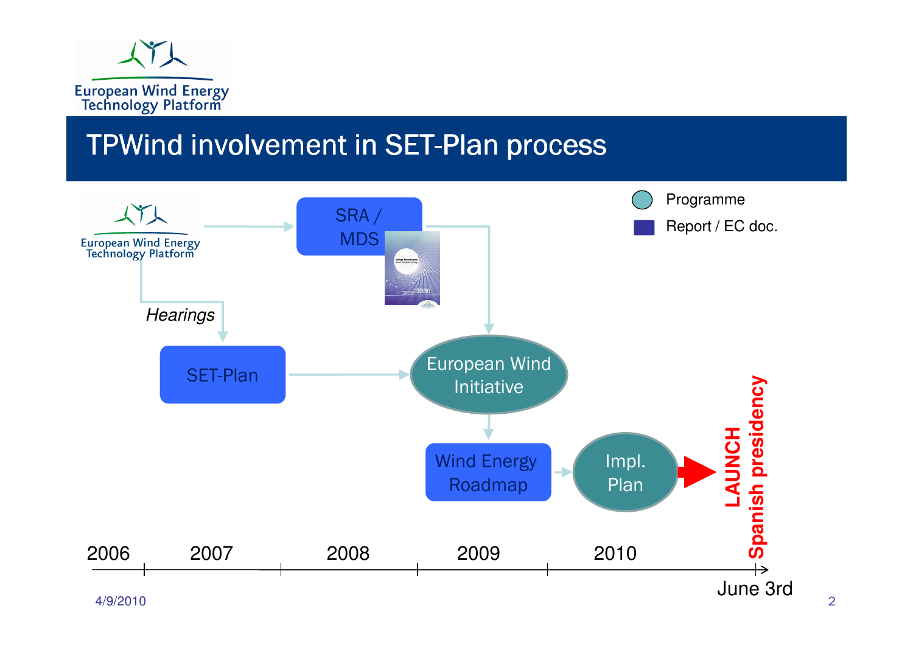# TPWind involvement in SET-Plan process

Programme

Report / EC doc.

European Wind Energy Technology Platform

SRA / MDS

*Hearings*

SET-Plan

European Wind Initiative

Wind Energy Roadmap

Impl. Plan

**LAUNCH**

**Spanish presidency**

2006 2007 2008 2009 2010

June 3rd

4/9/2010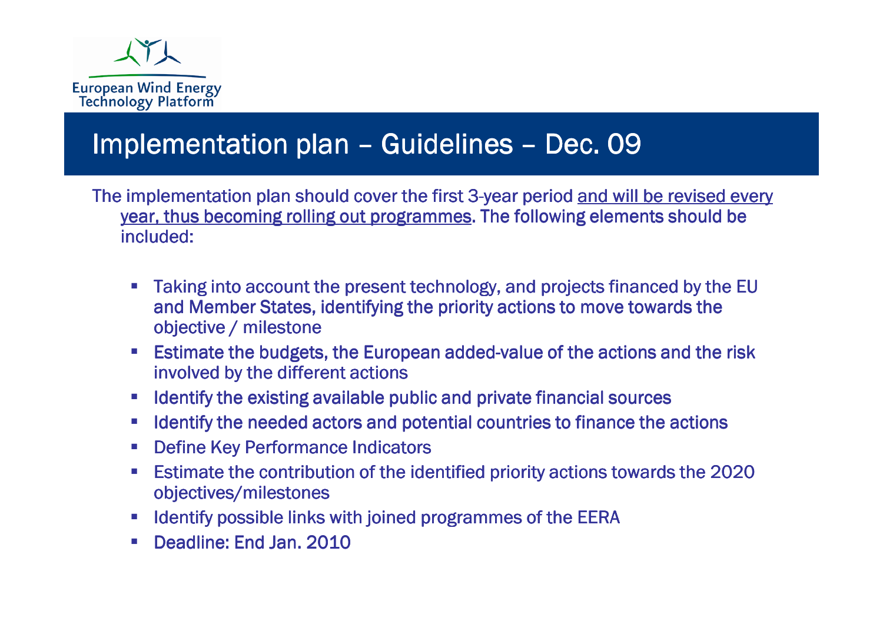# Implementation plan – Guidelines – Dec. 09

The implementation plan should cover the first 3-year period <u>and will be revised every year, thus becoming rolling out programmes</u>. The following elements should be included:

- Taking into account the present technology, and projects financed by the EU and Member States, identifying the priority actions to move towards the objective / milestone
- Estimate the budgets, the European added-value of the actions and the risk involved by the different actions
- Identify the existing available public and private financial sources
- Identify the needed actors and potential countries to finance the actions
- Define Key Performance Indicators
- Estimate the contribution of the identified priority actions towards the 2020 objectives/milestones
- Identify possible links with joined programmes of the EERA
- Deadline: End Jan. 2010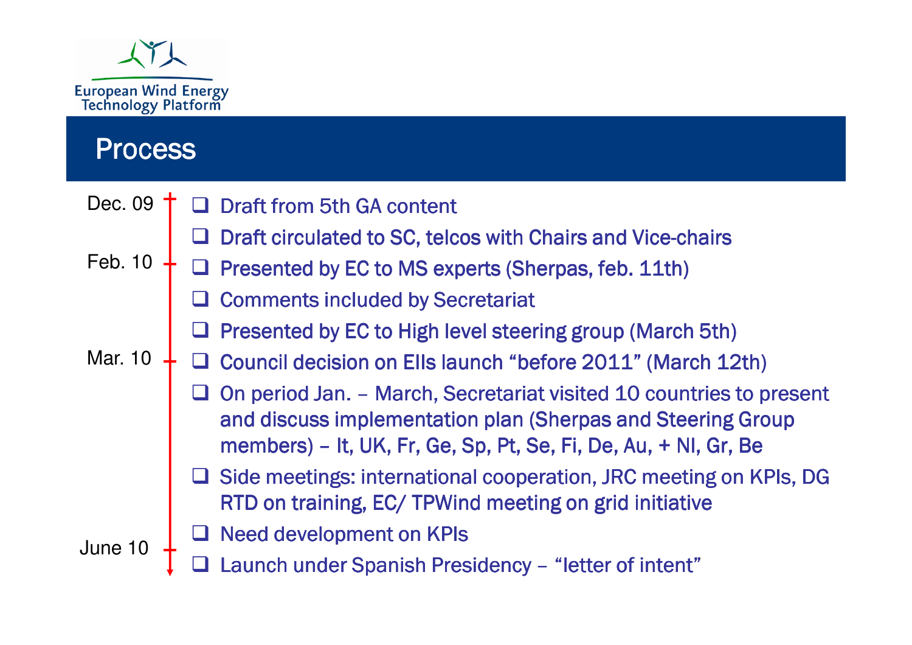European Wind Energy Technology Platform

# Process

Dec. 09
- Draft from 5th GA content
- Draft circulated to SC, telcos with Chairs and Vice-chairs

Feb. 10
- Presented by EC to MS experts (Sherpas, feb. 11th)
- Comments included by Secretariat
- Presented by EC to High level steering group (March 5th)

Mar. 10
- Council decision on EIIs launch "before 2011" (March 12th)
- On period Jan. – March, Secretariat visited 10 countries to present and discuss implementation plan (Sherpas and Steering Group members) – It, UK, Fr, Ge, Sp, Pt, Se, Fi, De, Au, + Nl, Gr, Be
- Side meetings: international cooperation, JRC meeting on KPIs, DG RTD on training, EC/ TPWind meeting on grid initiative
- Need development on KPIs

June 10
- Launch under Spanish Presidency – "letter of intent"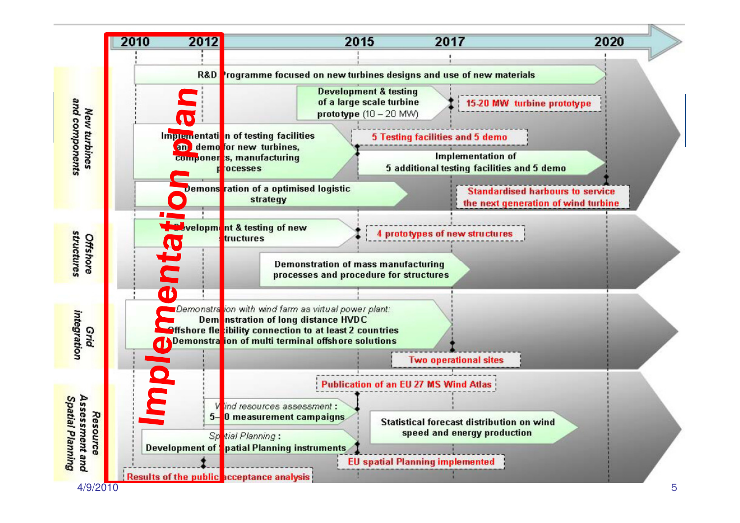**Implementation plan**

2010 2012 2015 2017 2020

**New turbines and components**

R&D Programme focused on new turbines designs and use of new materials

Development & testing of a large scale turbine prototype (10 – 20 MW)

15-20 MW turbine prototype

Implementation of testing facilities and demo for new turbines, components, manufacturing processes

5 Testing facilities and 5 demo

Implementation of 5 additional testing facilities and 5 demo

Demonstration of a optimised logistic strategy

Standardised harbours to service the next generation of wind turbine

**Offshore structures**

Development & testing of new structures

4 prototypes of new structures

Demonstration of mass manufacturing processes and procedure for structures

**Grid integration**

*Demonstration with wind farm as virtual power plant:*
Demonstration of long distance HVDC
Offshore flexibility connection to at least 2 countries
Demonstration of multi terminal offshore solutions

Two operational sites

**Resource Assessment and Spatial Planning**

Publication of an EU 27 MS Wind Atlas

*Wind resources assessment* : 5–10 measurement campaigns

Statistical forecast distribution on wind speed and energy production

*Spatial Planning* : Development of Spatial Planning instruments

EU spatial Planning implemented

Results of the public acceptance analysis

4/9/2010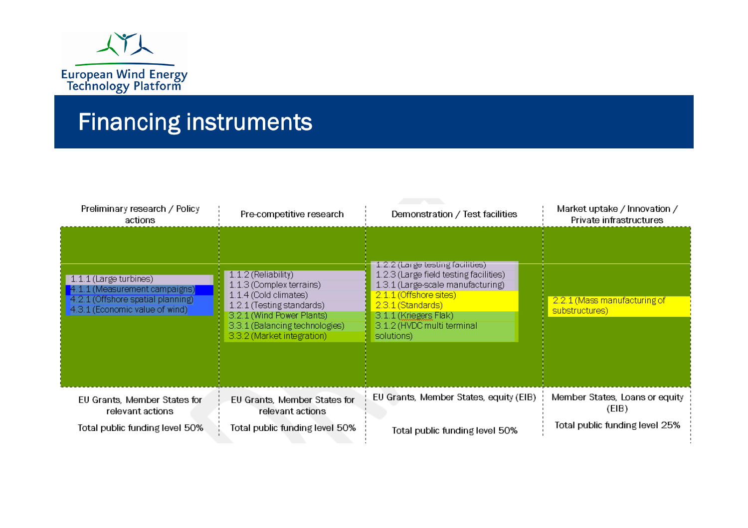European Wind Energy Technology Platform

# Financing instruments

| Preliminary research / Policy actions | Pre-competitive research | Demonstration / Test facilities | Market uptake / Innovation / Private infrastructures |
|---|---|---|---|
| 1.1.1 (Large turbines)<br>4.1.1 (Measurement campaigns)<br>4.2.1 (Offshore spatial planning)<br>4.3.1 (Economic value of wind) | 1.1.2 (Reliability)<br>1.1.3 (Complex terrains)<br>1.1.4 (Cold climates)<br>1.2.1 (Testing standards)<br>3.2.1 (Wind Power Plants)<br>3.3.1 (Balancing technologies)<br>3.3.2 (Market integration) | 1.2.2 (Large testing facilities)<br>1.2.3 (Large field testing facilities)<br>1.3.1 (Large-scale manufacturing)<br>2.1.1 (Offshore sites)<br>2.3.1 (Standards)<br>3.1.1 (Kriegers Flak)<br>3.1.2 (HVDC multi terminal solutions) | 2.2.1 (Mass manufacturing of substructures) |
| EU Grants, Member States for relevant actions<br><br>Total public funding level 50% | EU Grants, Member States for relevant actions<br><br>Total public funding level 50% | EU Grants, Member States, equity (EIB)<br><br>Total public funding level 50% | Member States, Loans or equity (EIB)<br><br>Total public funding level 25% |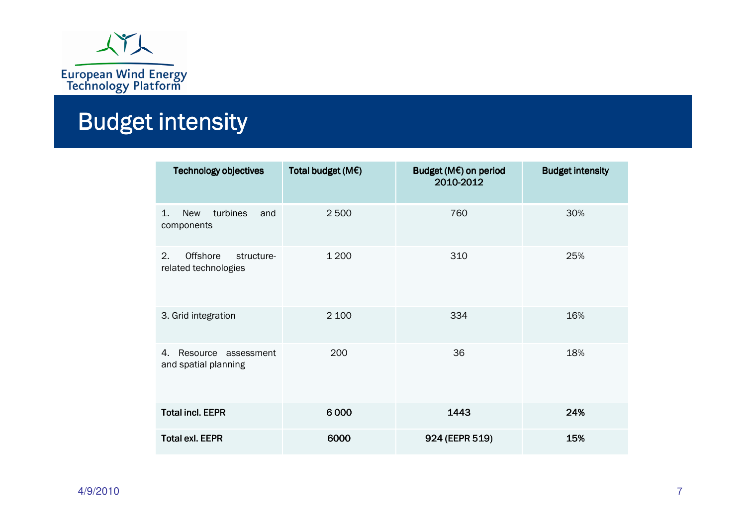# Budget intensity

| Technology objectives | Total budget (M€) | Budget (M€) on period 2010-2012 | Budget intensity |
|---|---|---|---|
| 1. New turbines and components | 2 500 | 760 | 30% |
| 2. Offshore structure-related technologies | 1 200 | 310 | 25% |
| 3. Grid integration | 2 100 | 334 | 16% |
| 4. Resource assessment and spatial planning | 200 | 36 | 18% |
| **Total incl. EEPR** | **6 000** | **1443** | **24%** |
| **Total exl. EEPR** | **6000** | **924 (EEPR 519)** | **15%** |

4/9/2010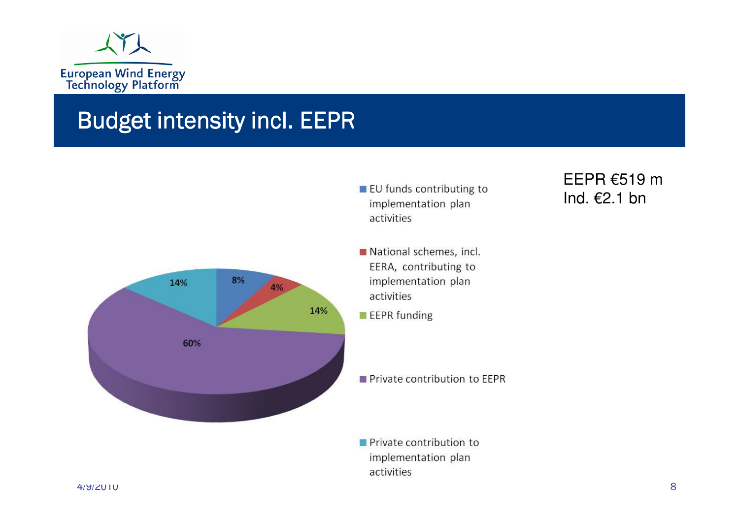# Budget intensity incl. EEPR

EEPR €519 m
Ind. €2.1 bn

8%
4%
14%
60%
14%

EU funds contributing to implementation plan activities

National schemes, incl. EERA, contributing to implementation plan activities

EEPR funding

Private contribution to EEPR

Private contribution to implementation plan activities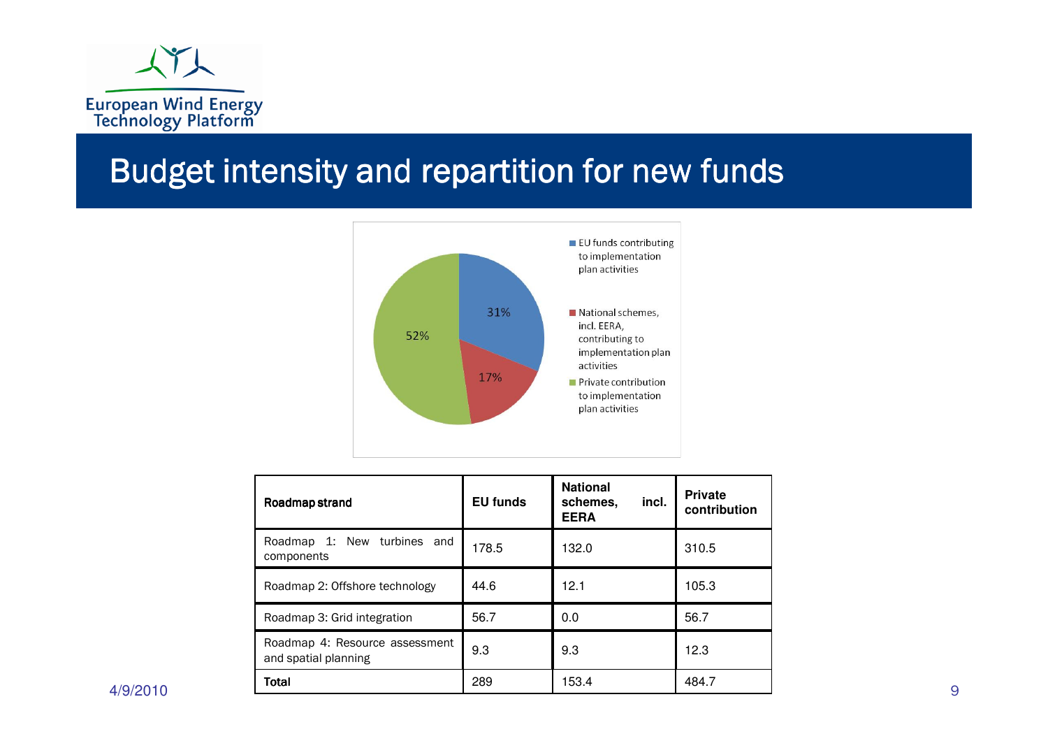# Budget intensity and repartition for new funds

31%
17%
52%

EU funds contributing to implementation plan activities

National schemes, incl. EERA, contributing to implementation plan activities

Private contribution to implementation plan activities

| Roadmap strand | EU funds | National schemes, incl. EERA | Private contribution |
|---|---|---|---|
| Roadmap 1: New turbines and components | 178.5 | 132.0 | 310.5 |
| Roadmap 2: Offshore technology | 44.6 | 12.1 | 105.3 |
| Roadmap 3: Grid integration | 56.7 | 0.0 | 56.7 |
| Roadmap 4: Resource assessment and spatial planning | 9.3 | 9.3 | 12.3 |
| **Total** | 289 | 153.4 | 484.7 |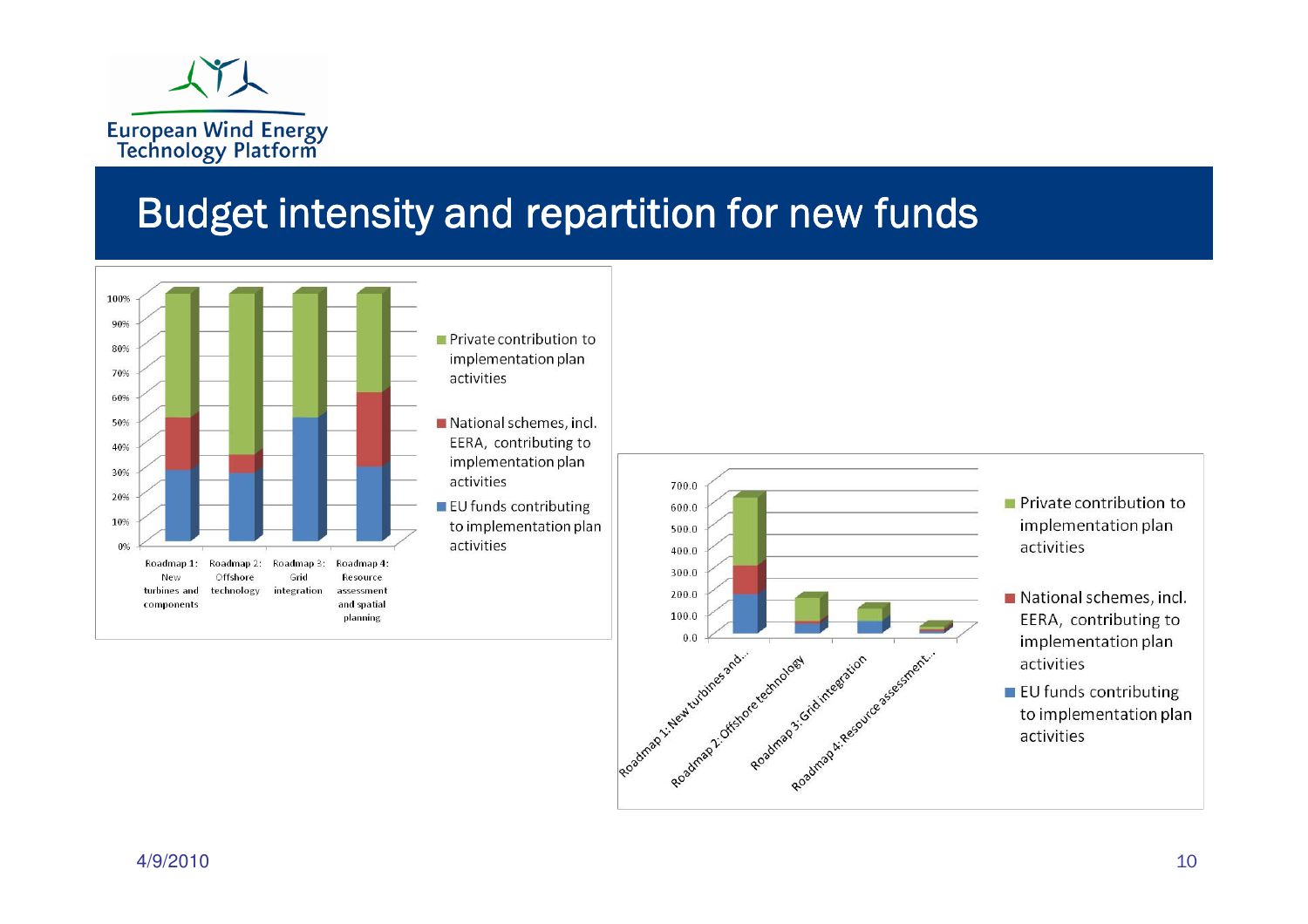European Wind Energy Technology Platform

# Budget intensity and repartition for new funds

100%
90%
80%
70%
60%
50%
40%
30%
20%
10%
0%

Roadmap 1: New turbines and components
Roadmap 2: Offshore technology
Roadmap 3: Grid integration
Roadmap 4: Resource assessment and spatial planning

Private contribution to implementation plan activities

National schemes, incl. EERA, contributing to implementation plan activities

EU funds contributing to implementation plan activities

700.0
600.0
500.0
400.0
300.0
200.0
100.0
0.0

Roadmap 1: New turbines and...
Roadmap 2: Offshore technology
Roadmap 3: Grid integration
Roadmap 4: Resource assessment...

Private contribution to implementation plan activities

National schemes, incl. EERA, contributing to implementation plan activities

EU funds contributing to implementation plan activities

4/9/2010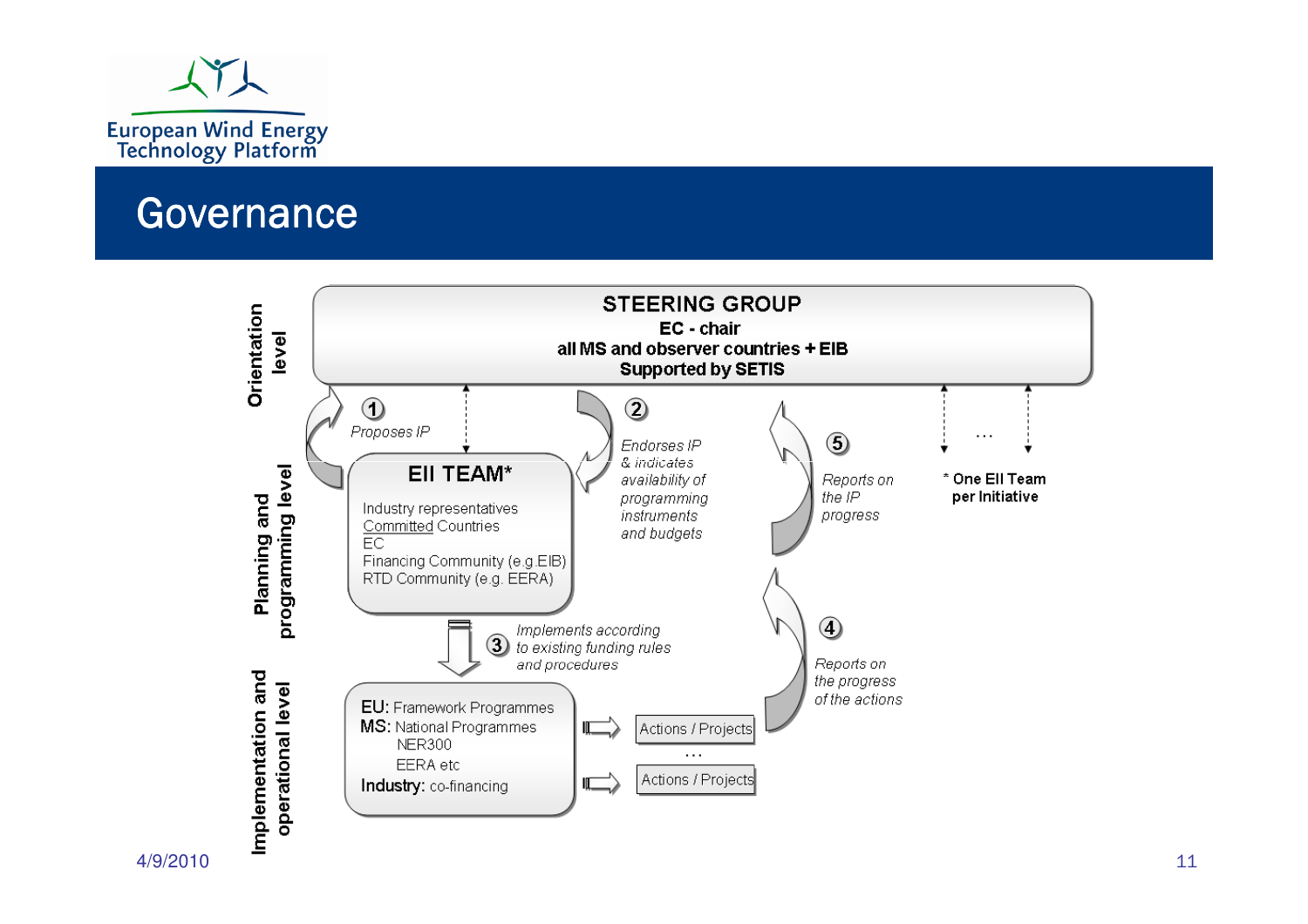# Governance

Orientation level

**STEERING GROUP**
**EC - chair**
**all MS and observer countries + EIB**
**Supported by SETIS**

Planning and programming level

① *Proposes IP*

② *Endorses IP & indicates availability of programming instruments and budgets*

**EII TEAM***

Industry representatives
Committed Countries
EC
Financing Community (e.g.EIB)
RTD Community (e.g. EERA)

⑤ *Reports on the IP progress*

...

\* **One EII Team per Initiative**

Implementation and operational level

③ *Implements according to existing funding rules and procedures*

**EU:** Framework Programmes
**MS:** National Programmes
NER300
EERA etc
**Industry:** co-financing

Actions / Projects
...
Actions / Projects

④ *Reports on the progress of the actions*

4/9/2010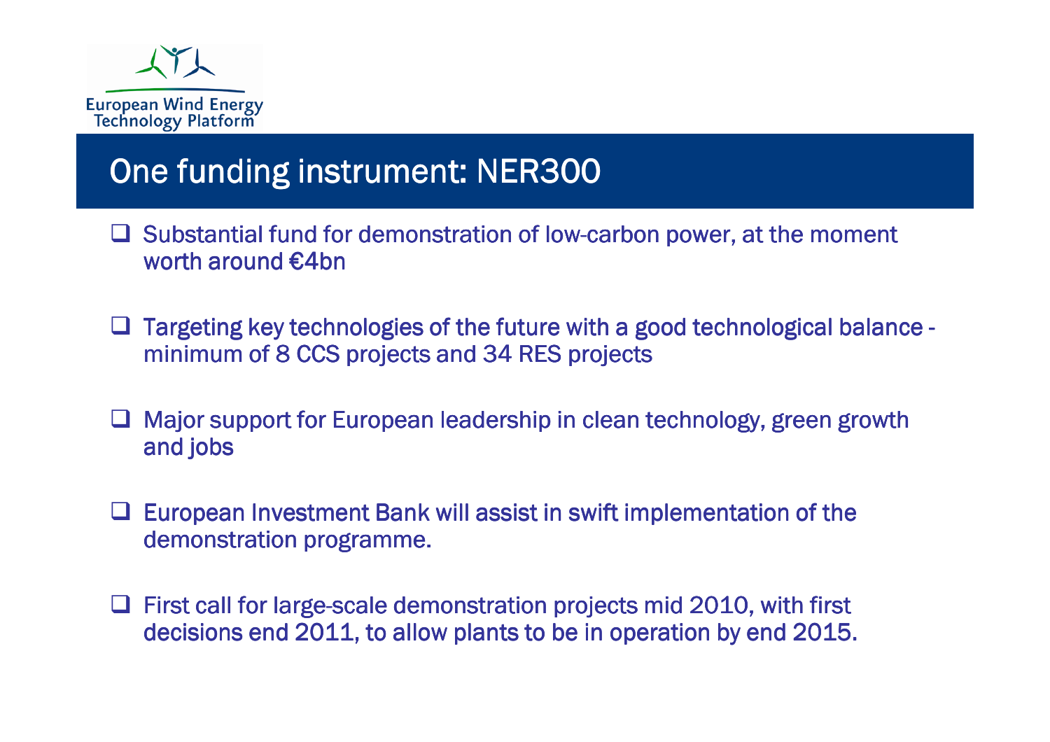European Wind Energy Technology Platform

## One funding instrument: NER300

- Substantial fund for demonstration of low-carbon power, at the moment worth around €4bn
- Targeting key technologies of the future with a good technological balance - minimum of 8 CCS projects and 34 RES projects
- Major support for European leadership in clean technology, green growth and jobs
- European Investment Bank will assist in swift implementation of the demonstration programme.
- First call for large-scale demonstration projects mid 2010, with first decisions end 2011, to allow plants to be in operation by end 2015.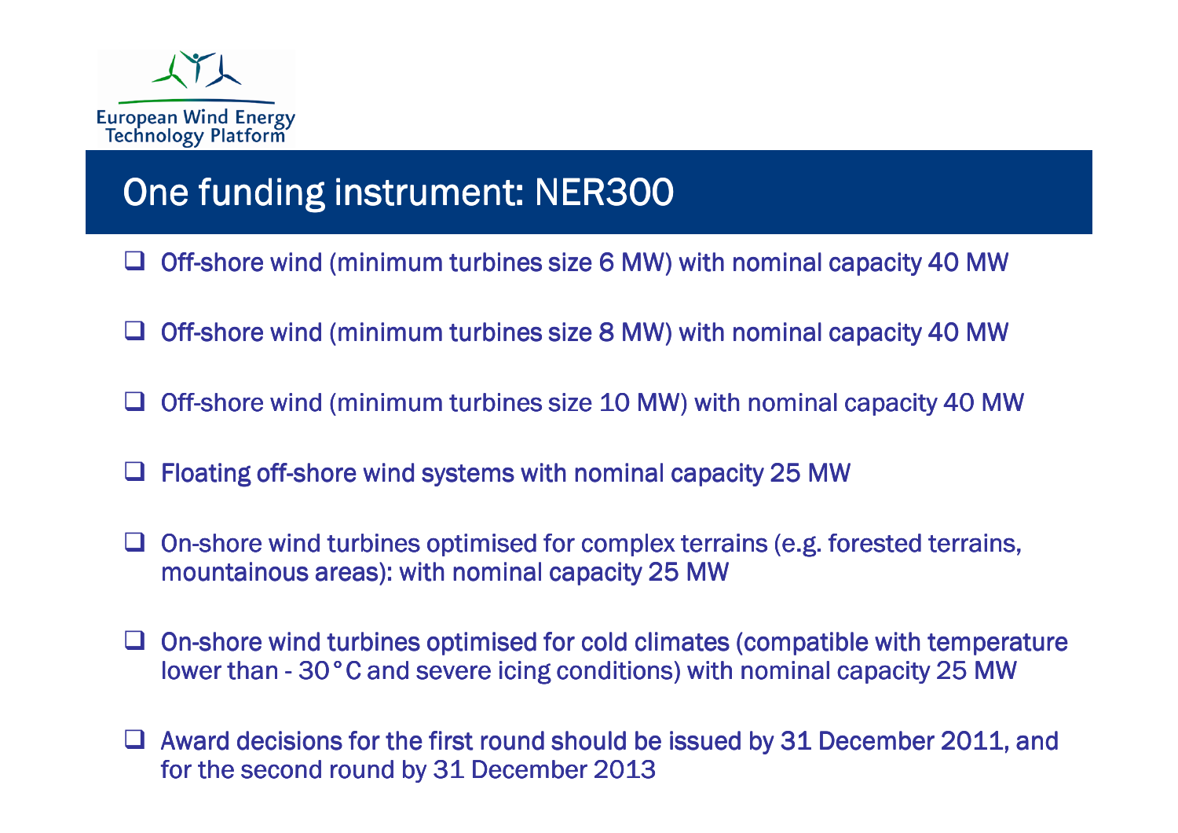European Wind Energy Technology Platform

## One funding instrument: NER300

- Off-shore wind (minimum turbines size 6 MW) with nominal capacity 40 MW
- Off-shore wind (minimum turbines size 8 MW) with nominal capacity 40 MW
- Off-shore wind (minimum turbines size 10 MW) with nominal capacity 40 MW
- Floating off-shore wind systems with nominal capacity 25 MW
- On-shore wind turbines optimised for complex terrains (e.g. forested terrains, mountainous areas): with nominal capacity 25 MW
- On-shore wind turbines optimised for cold climates (compatible with temperature lower than - 30°C and severe icing conditions) with nominal capacity 25 MW
- Award decisions for the first round should be issued by 31 December 2011, and for the second round by 31 December 2013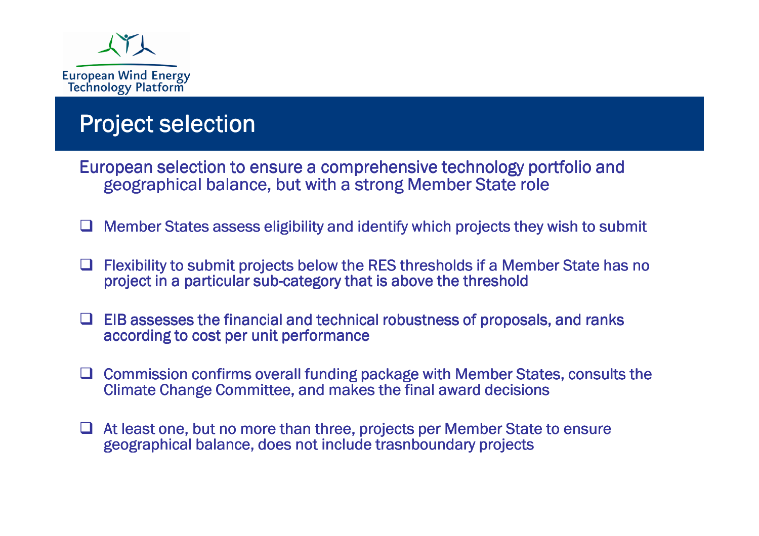# Project selection

European selection to ensure a comprehensive technology portfolio and geographical balance, but with a strong Member State role

- Member States assess eligibility and identify which projects they wish to submit
- Flexibility to submit projects below the RES thresholds if a Member State has no project in a particular sub-category that is above the threshold
- EIB assesses the financial and technical robustness of proposals, and ranks according to cost per unit performance
- Commission confirms overall funding package with Member States, consults the Climate Change Committee, and makes the final award decisions
- At least one, but no more than three, projects per Member State to ensure geographical balance, does not include trasnboundary projects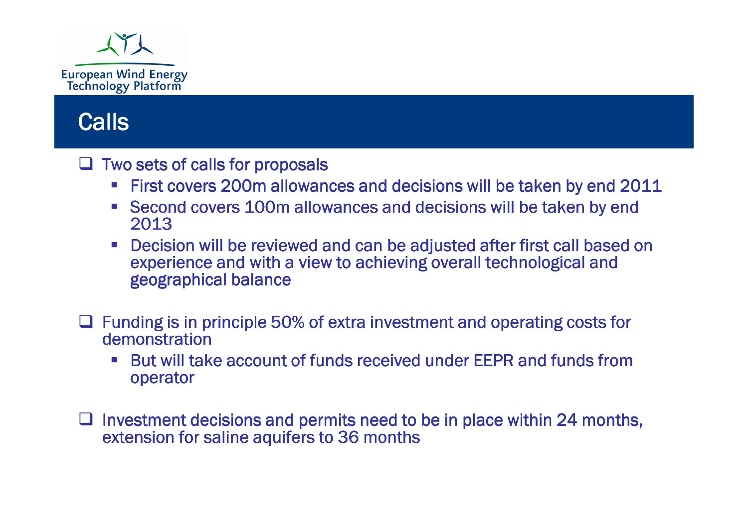# Calls

- Two sets of calls for proposals
  - First covers 200m allowances and decisions will be taken by end 2011
  - Second covers 100m allowances and decisions will be taken by end 2013
  - Decision will be reviewed and can be adjusted after first call based on experience and with a view to achieving overall technological and geographical balance

- Funding is in principle 50% of extra investment and operating costs for demonstration
  - But will take account of funds received under EEPR and funds from operator

- Investment decisions and permits need to be in place within 24 months, extension for saline aquifers to 36 months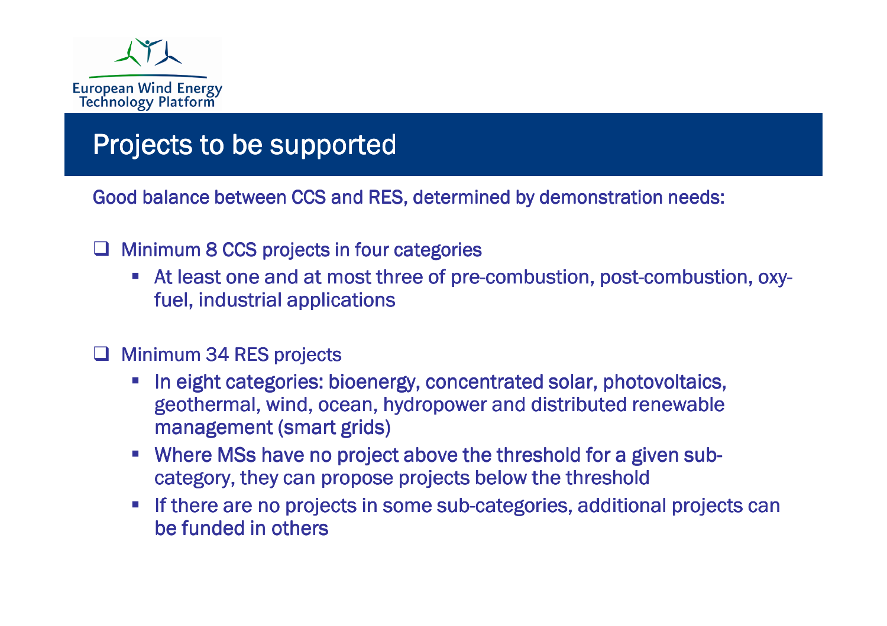## Projects to be supported

Good balance between CCS and RES, determined by demonstration needs:

- Minimum 8 CCS projects in four categories
  - At least one and at most three of pre-combustion, post-combustion, oxy-fuel, industrial applications

- Minimum 34 RES projects
  - In eight categories: bioenergy, concentrated solar, photovoltaics, geothermal, wind, ocean, hydropower and distributed renewable management (smart grids)
  - Where MSs have no project above the threshold for a given sub-category, they can propose projects below the threshold
  - If there are no projects in some sub-categories, additional projects can be funded in others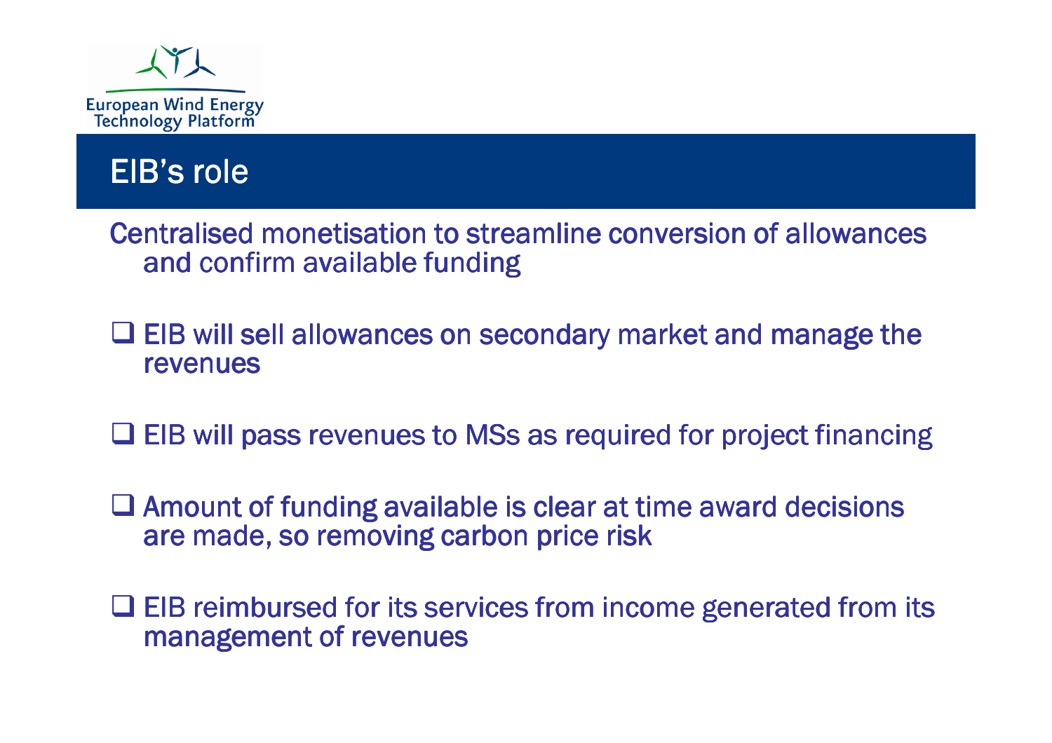## EIB's role

Centralised monetisation to streamline conversion of allowances and confirm available funding

- EIB will sell allowances on secondary market and manage the revenues
- EIB will pass revenues to MSs as required for project financing
- Amount of funding available is clear at time award decisions are made, so removing carbon price risk
- EIB reimbursed for its services from income generated from its management of revenues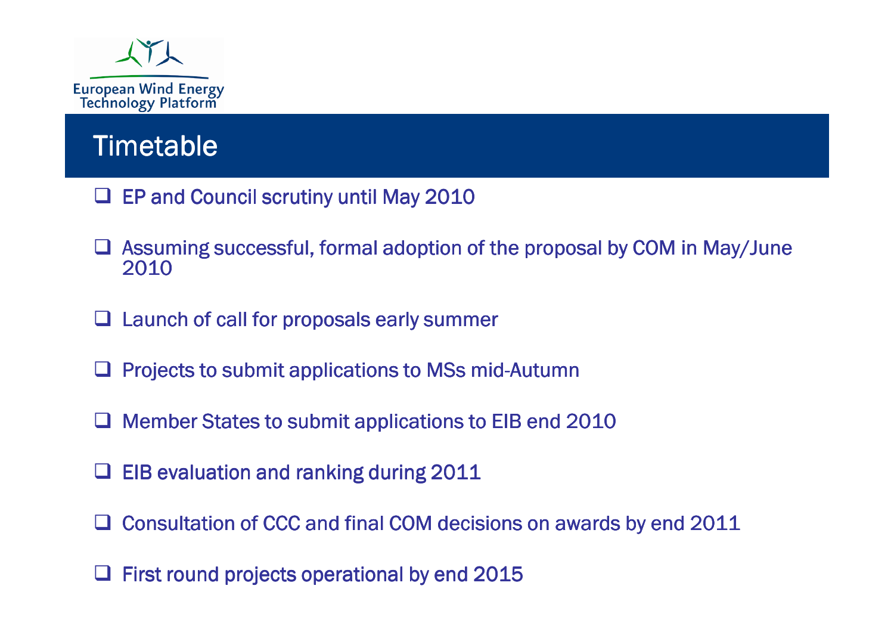# Timetable

- EP and Council scrutiny until May 2010
- Assuming successful, formal adoption of the proposal by COM in May/June 2010
- Launch of call for proposals early summer
- Projects to submit applications to MSs mid-Autumn
- Member States to submit applications to EIB end 2010
- EIB evaluation and ranking during 2011
- Consultation of CCC and final COM decisions on awards by end 2011
- First round projects operational by end 2015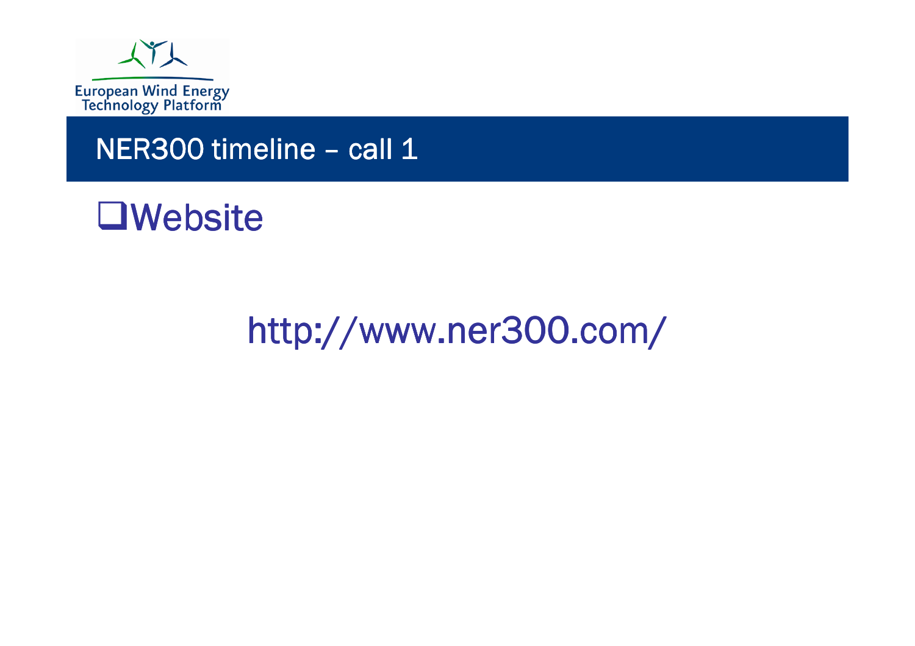## NER300 timeline – call 1

- Website

http://www.ner300.com/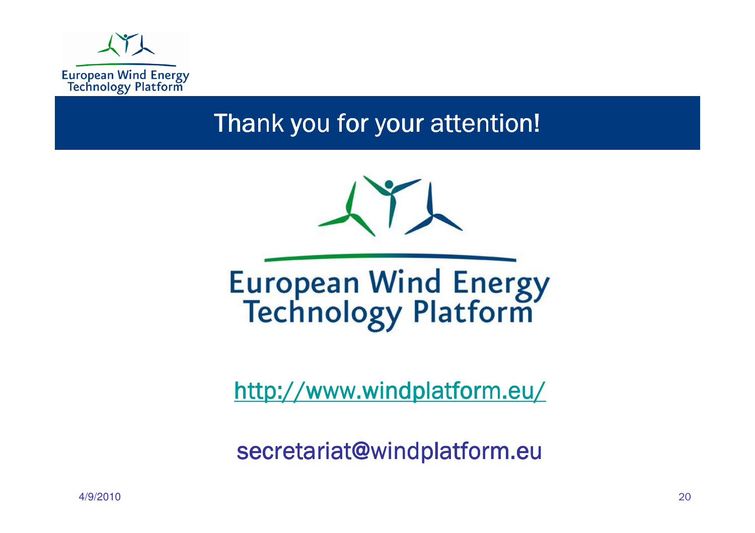European Wind Energy Technology Platform

# Thank you for your attention!

European Wind Energy Technology Platform

http://www.windplatform.eu/

secretariat@windplatform.eu

4/9/2010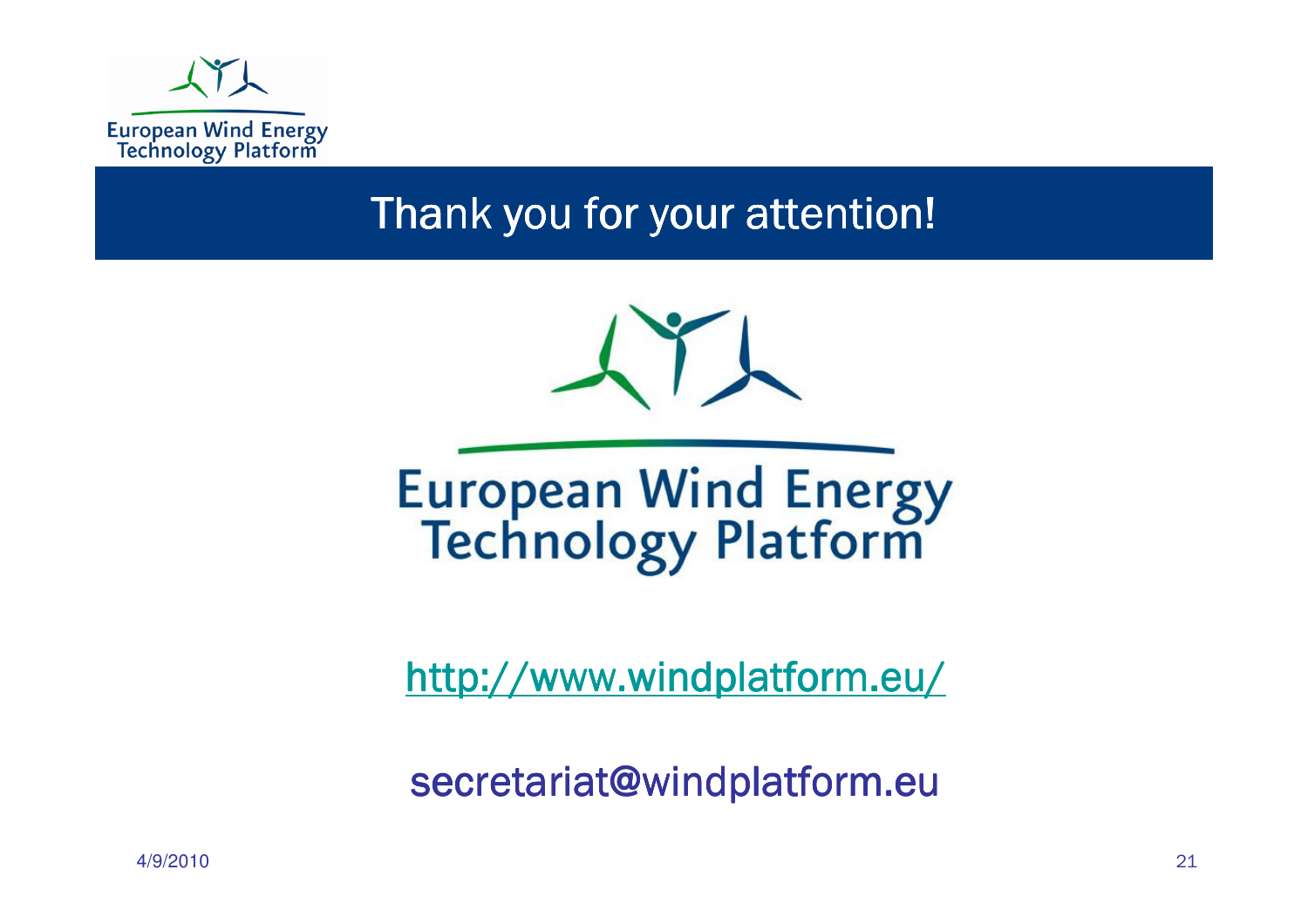European Wind Energy Technology Platform

# Thank you for your attention!

European Wind Energy Technology Platform

http://www.windplatform.eu/

secretariat@windplatform.eu

4/9/2010